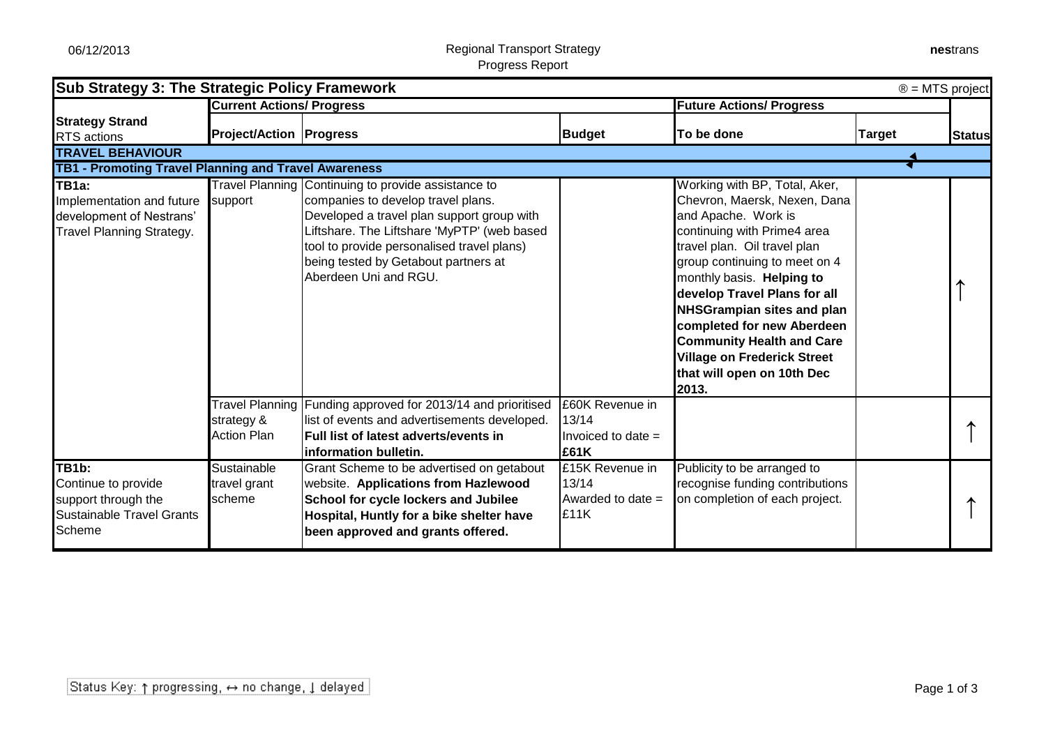## Sub Strategy 3: The Strategic Policy Framework

® = MTS project

| Strategy Strand<br>RTS actions | Current Actions/ Progress | | | Future Actions/ Progress | | Status |
|---|---|---|---|---|---|---|
| | **Project/Action** | **Progress** | **Budget** | **To be done** | **Target** | |
| **TRAVEL BEHAVIOUR** | | | | | | |
| **TB1 - Promoting Travel Planning and Travel Awareness** | | | | | | |
| **TB1a:** Implementation and future development of Nestrans' Travel Planning Strategy. | Travel Planning support | Continuing to provide assistance to companies to develop travel plans. Developed a travel plan support group with Liftshare. The Liftshare 'MyPTP' (web based tool to provide personalised travel plans) being tested by Getabout partners at Aberdeen Uni and RGU. | | Working with BP, Total, Aker, Chevron, Maersk, Nexen, Dana and Apache. Work is continuing with Prime4 area travel plan. Oil travel plan group continuing to meet on 4 monthly basis. **Helping to develop Travel Plans for all NHSGrampian sites and plan completed for new Aberdeen Community Health and Care Village on Frederick Street that will open on 10th Dec 2013.** | | ↑ |
| | Travel Planning strategy & Action Plan | Funding approved for 2013/14 and prioritised list of events and advertisements developed. **Full list of latest adverts/events in information bulletin.** | £60K Revenue in 13/14 Invoiced to date = **£61K** | | | ↑ |
| **TB1b:** Continue to provide support through the Sustainable Travel Grants Scheme | Sustainable travel grant scheme | Grant Scheme to be advertised on getabout website. **Applications from Hazlewood School for cycle lockers and Jubilee Hospital, Huntly for a bike shelter have been approved and grants offered.** | £15K Revenue in 13/14 Awarded to date = £11K | Publicity to be arranged to recognise funding contributions on completion of each project. | | ↑ |

Status Key: ↑ progressing, ↔ no change, ↓ delayed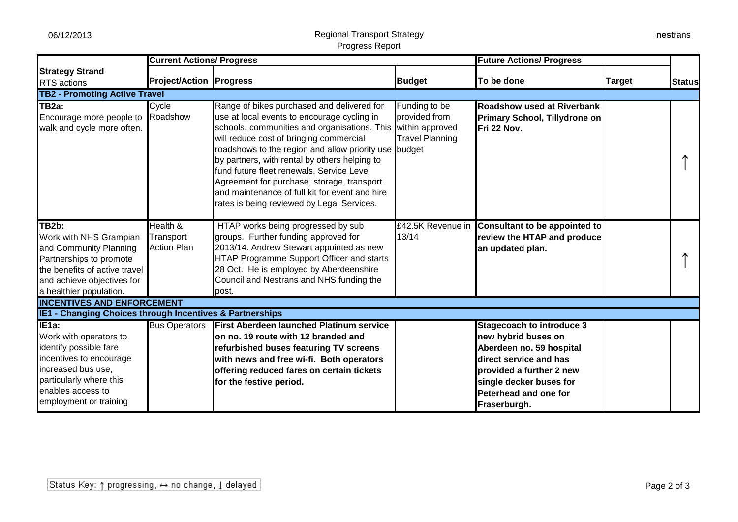| Strategy Strand<br>RTS actions | Current Actions/ Progress | | | Future Actions/ Progress | | Status |
|---|---|---|---|---|---|---|
| | **Project/Action** | **Progress** | **Budget** | **To be done** | **Target** | |
| **TB2 - Promoting Active Travel** | | | | | | |
| **TB2a:**<br>Encourage more people to walk and cycle more often. | Cycle Roadshow | Range of bikes purchased and delivered for use at local events to encourage cycling in schools, communities and organisations. This will reduce cost of bringing commercial roadshows to the region and allow priority use by partners, with rental by others helping to fund future fleet renewals. Service Level Agreement for purchase, storage, transport and maintenance of full kit for event and hire rates is being reviewed by Legal Services. | Funding to be provided from within approved Travel Planning budget | **Roadshow used at Riverbank Primary School, Tillydrone on Fri 22 Nov.** | | ↑ |
| **TB2b:**<br>Work with NHS Grampian and Community Planning Partnerships to promote the benefits of active travel and achieve objectives for a healthier population. | Health & Transport Action Plan | HTAP works being progressed by sub groups. Further funding approved for 2013/14. Andrew Stewart appointed as new HTAP Programme Support Officer and starts 28 Oct. He is employed by Aberdeenshire Council and Nestrans and NHS funding the post. | £42.5K Revenue in 13/14 | **Consultant to be appointed to review the HTAP and produce an updated plan.** | | ↑ |
| **INCENTIVES AND ENFORCEMENT** | | | | | | |
| **IE1 - Changing Choices through Incentives & Partnerships** | | | | | | |
| **IE1a:**<br>Work with operators to identify possible fare incentives to encourage increased bus use, particularly where this enables access to employment or training | Bus Operators | **First Aberdeen launched Platinum service on no. 19 route with 12 branded and refurbished buses featuring TV screens with news and free wi-fi. Both operators offering reduced fares on certain tickets for the festive period.** | | **Stagecoach to introduce 3 new hybrid buses on Aberdeen no. 59 hospital direct service and has provided a further 2 new single decker buses for Peterhead and one for Fraserburgh.** | | |

Status Key: ↑ progressing, ↔ no change, ↓ delayed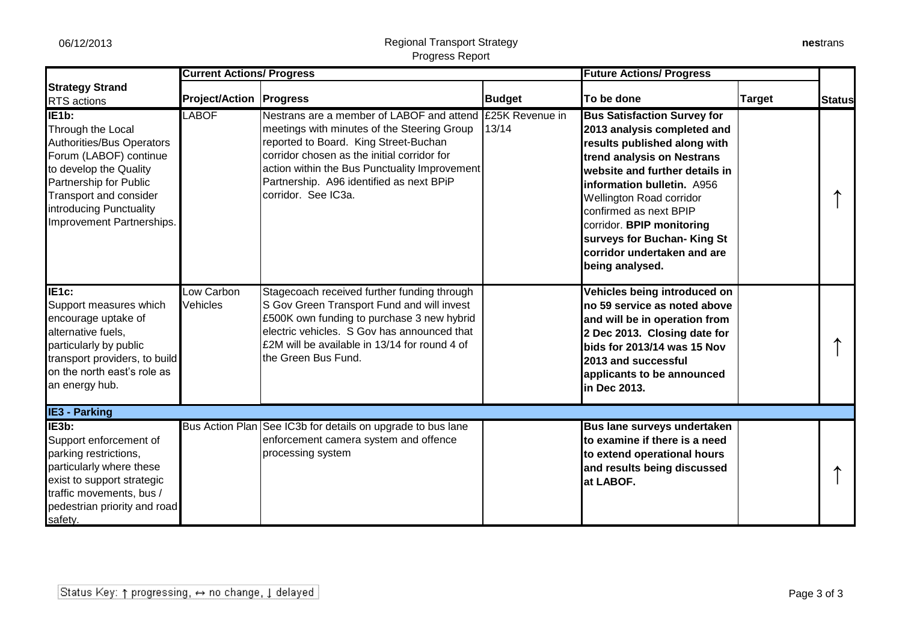| Strategy Strand<br>RTS actions | Current Actions/ Progress<br>Project/Action | Progress | Budget | Future Actions/ Progress<br>To be done | Target | Status |
|---|---|---|---|---|---|---|
| **IE1b:**<br>Through the Local Authorities/Bus Operators Forum (LABOF) continue to develop the Quality Partnership for Public Transport and consider introducing Punctuality Improvement Partnerships. | LABOF | Nestrans are a member of LABOF and attend meetings with minutes of the Steering Group reported to Board. King Street-Buchan corridor chosen as the initial corridor for action within the Bus Punctuality Improvement Partnership. A96 identified as next BPiP corridor. See IC3a. | £25K Revenue in 13/14 | **Bus Satisfaction Survey for 2013 analysis completed and results published along with trend analysis on Nestrans website and further details in information bulletin.** A956 Wellington Road corridor confirmed as next BPIP corridor. **BPIP monitoring surveys for Buchan- King St corridor undertaken and are being analysed.** | | ↑ |
| **IE1c:**<br>Support measures which encourage uptake of alternative fuels, particularly by public transport providers, to build on the north east's role as an energy hub. | Low Carbon Vehicles | Stagecoach received further funding through S Gov Green Transport Fund and will invest £500K own funding to purchase 3 new hybrid electric vehicles. S Gov has announced that £2M will be available in 13/14 for round 4 of the Green Bus Fund. | | **Vehicles being introduced on no 59 service as noted above and will be in operation from 2 Dec 2013. Closing date for bids for 2013/14 was 15 Nov 2013 and successful applicants to be announced in Dec 2013.** | | ↑ |
| **IE3 - Parking** | | | | | | |
| **IE3b:**<br>Support enforcement of parking restrictions, particularly where these exist to support strategic traffic movements, bus / pedestrian priority and road safety. | Bus Action Plan | See IC3b for details on upgrade to bus lane enforcement camera system and offence processing system | | **Bus lane surveys undertaken to examine if there is a need to extend operational hours and results being discussed at LABOF.** | | ↑ |

Status Key: ↑ progressing, ↔ no change, ↓ delayed